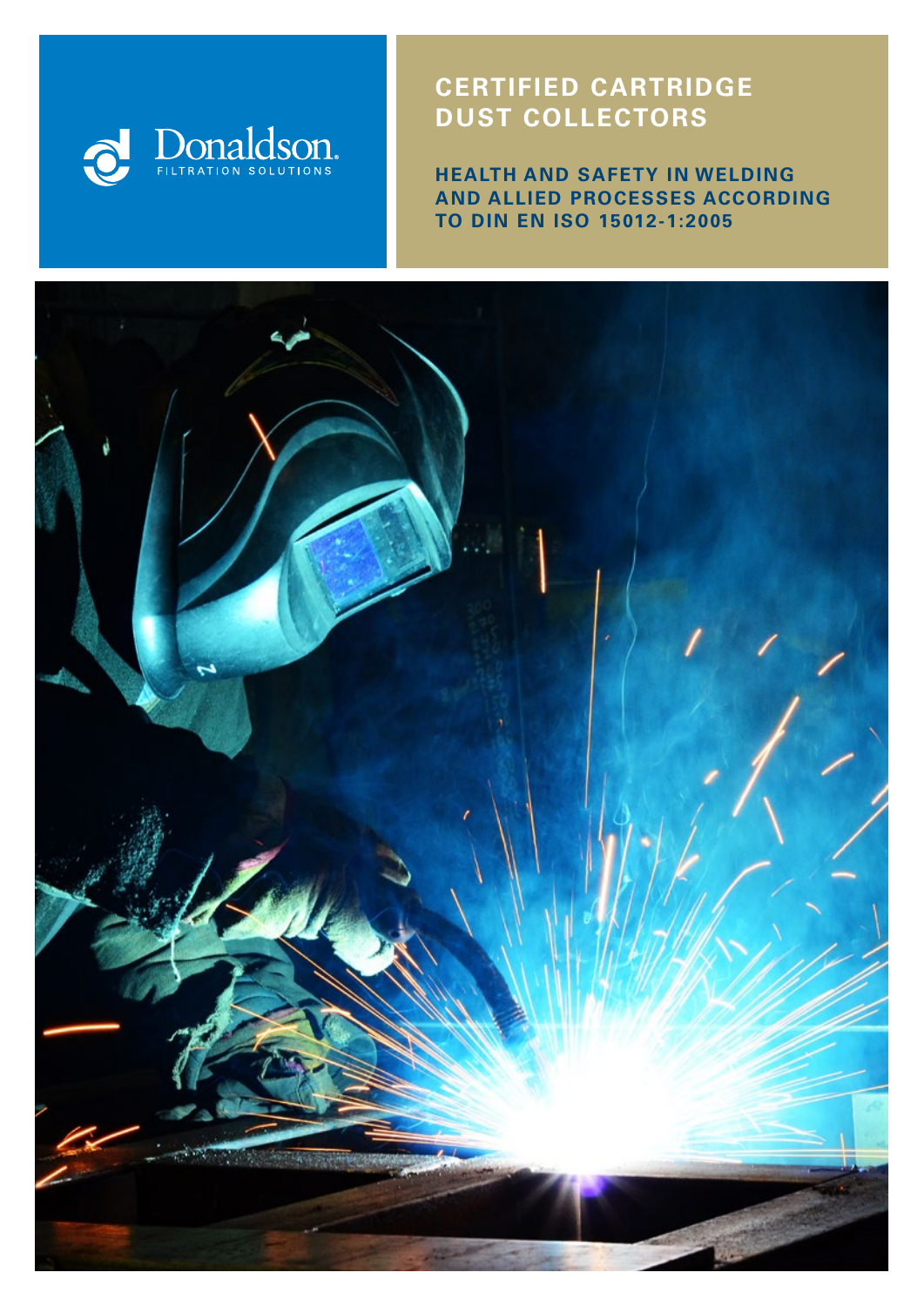Donaldson.
FILTRATION SOLUTIONS

# CERTIFIED CARTRIDGE DUST COLLECTORS

## HEALTH AND SAFETY IN WELDING AND ALLIED PROCESSES ACCORDING TO DIN EN ISO 15012-1:2005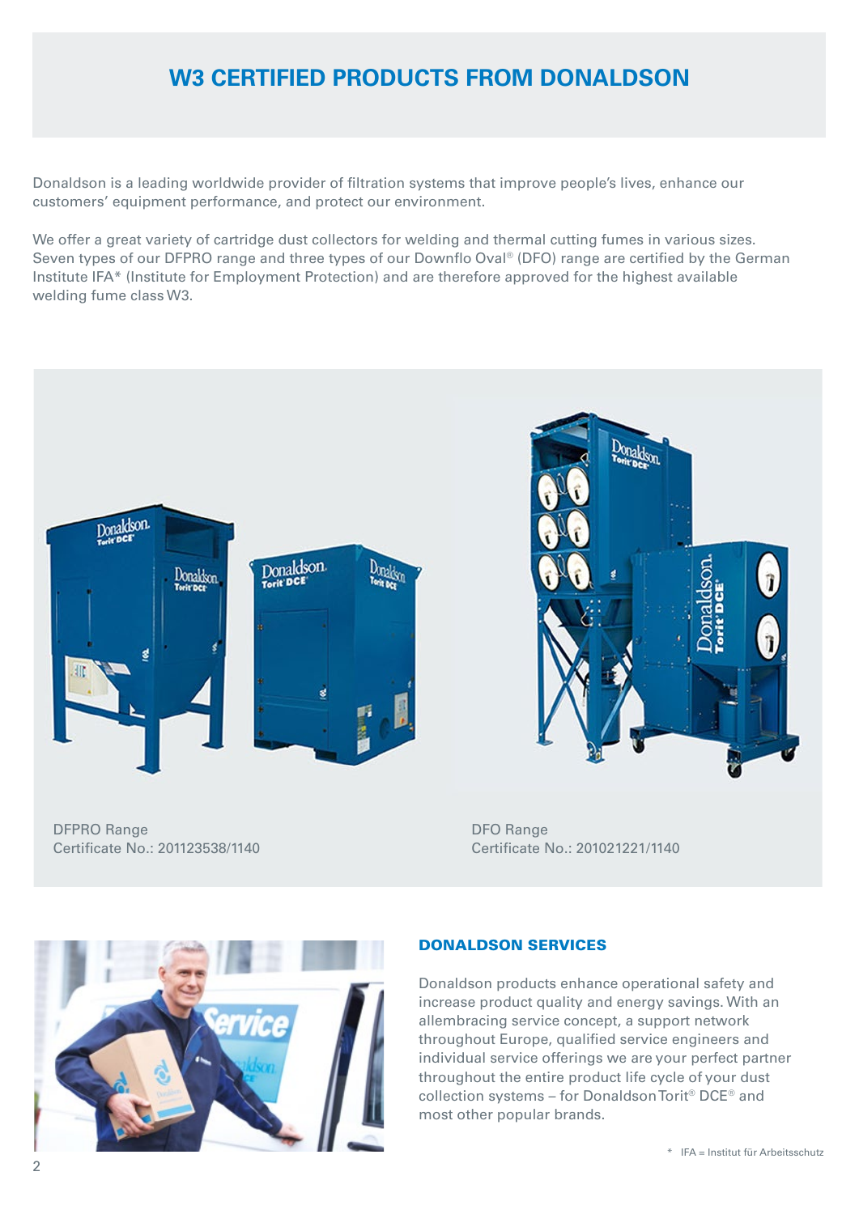# W3 CERTIFIED PRODUCTS FROM DONALDSON

Donaldson is a leading worldwide provider of filtration systems that improve people's lives, enhance our customers' equipment performance, and protect our environment.

We offer a great variety of cartridge dust collectors for welding and thermal cutting fumes in various sizes. Seven types of our DFPRO range and three types of our Downflo Oval® (DFO) range are certified by the German Institute IFA* (Institute for Employment Protection) and are therefore approved for the highest available welding fume class W3.

DFPRO Range
Certificate No.: 201123538/1140

DFO Range
Certificate No.: 201021221/1140

## DONALDSON SERVICES

Donaldson products enhance operational safety and increase product quality and energy savings. With an allembracing service concept, a support network throughout Europe, qualified service engineers and individual service offerings we are your perfect partner throughout the entire product life cycle of your dust collection systems – for Donaldson Torit® DCE® and most other popular brands.

\* IFA = Institut für Arbeitsschutz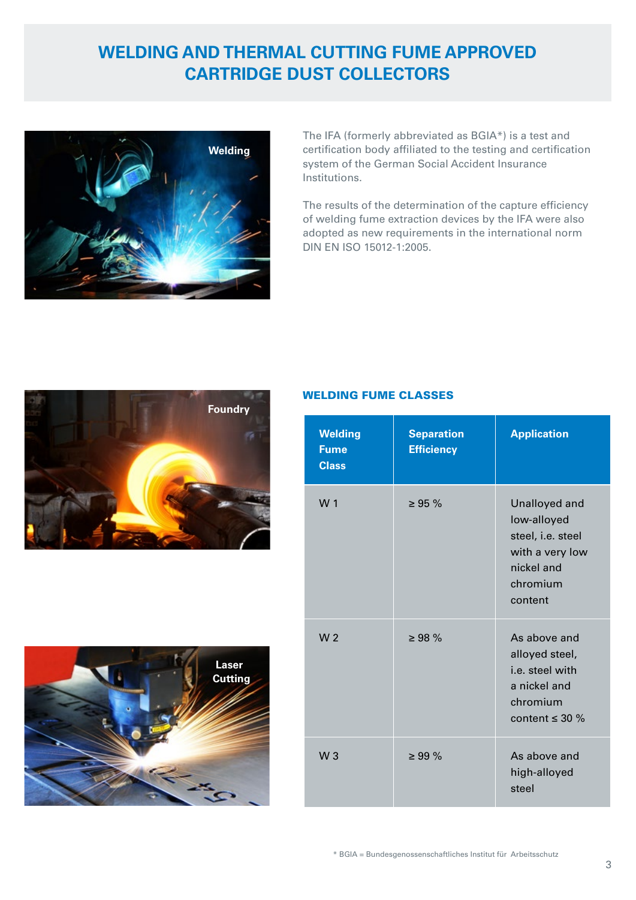# WELDING AND THERMAL CUTTING FUME APPROVED CARTRIDGE DUST COLLECTORS

Welding

The IFA (formerly abbreviated as BGIA*) is a test and certification body affiliated to the testing and certification system of the German Social Accident Insurance Institutions.

The results of the determination of the capture efficiency of welding fume extraction devices by the IFA were also adopted as new requirements in the international norm DIN EN ISO 15012-1:2005.

Foundry

Laser Cutting

## WELDING FUME CLASSES

| Welding Fume Class | Separation Efficiency | Application |
|---|---|---|
| W 1 | ≥ 95 % | Unalloyed and low-alloyed steel, i.e. steel with a very low nickel and chromium content |
| W 2 | ≥ 98 % | As above and alloyed steel, i.e. steel with a nickel and chromium content ≤ 30 % |
| W 3 | ≥ 99 % | As above and high-alloyed steel |

* BGIA = Bundesgenossenschaftliches Institut für Arbeitsschutz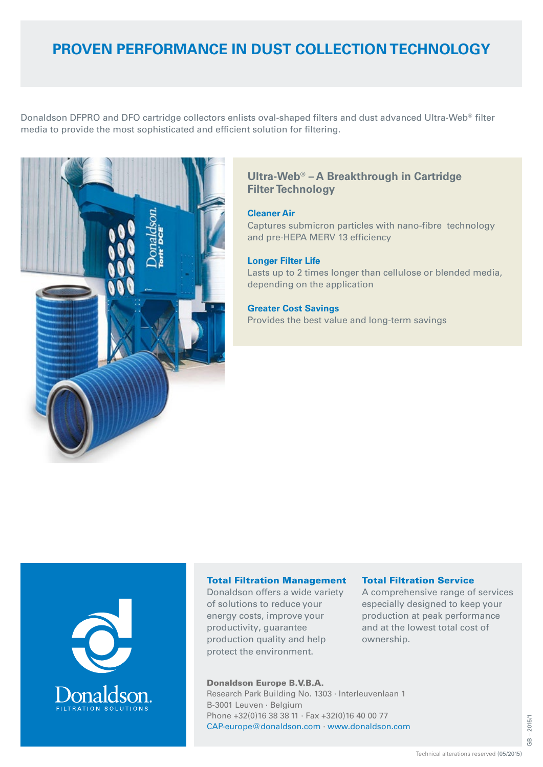# PROVEN PERFORMANCE IN DUST COLLECTION TECHNOLOGY

Donaldson DFPRO and DFO cartridge collectors enlists oval-shaped filters and dust advanced Ultra-Web® filter media to provide the most sophisticated and efficient solution for filtering.

## Ultra-Web® – A Breakthrough in Cartridge Filter Technology

**Cleaner Air**
Captures submicron particles with nano-fibre technology and pre-HEPA MERV 13 efficiency

**Longer Filter Life**
Lasts up to 2 times longer than cellulose or blended media, depending on the application

**Greater Cost Savings**
Provides the best value and long-term savings

Donaldson. FILTRATION SOLUTIONS

**Total Filtration Management**
Donaldson offers a wide variety of solutions to reduce your energy costs, improve your productivity, guarantee production quality and help protect the environment.

**Total Filtration Service**
A comprehensive range of services especially designed to keep your production at peak performance and at the lowest total cost of ownership.

**Donaldson Europe B.V.B.A.**
Research Park Building No. 1303 · Interleuvenlaan 1
B-3001 Leuven · Belgium
Phone +32(0)16 38 38 11 · Fax +32(0)16 40 00 77
CAP-europe@donaldson.com · www.donaldson.com

GB – 2015/1

Technical alterations reserved (05/2015)